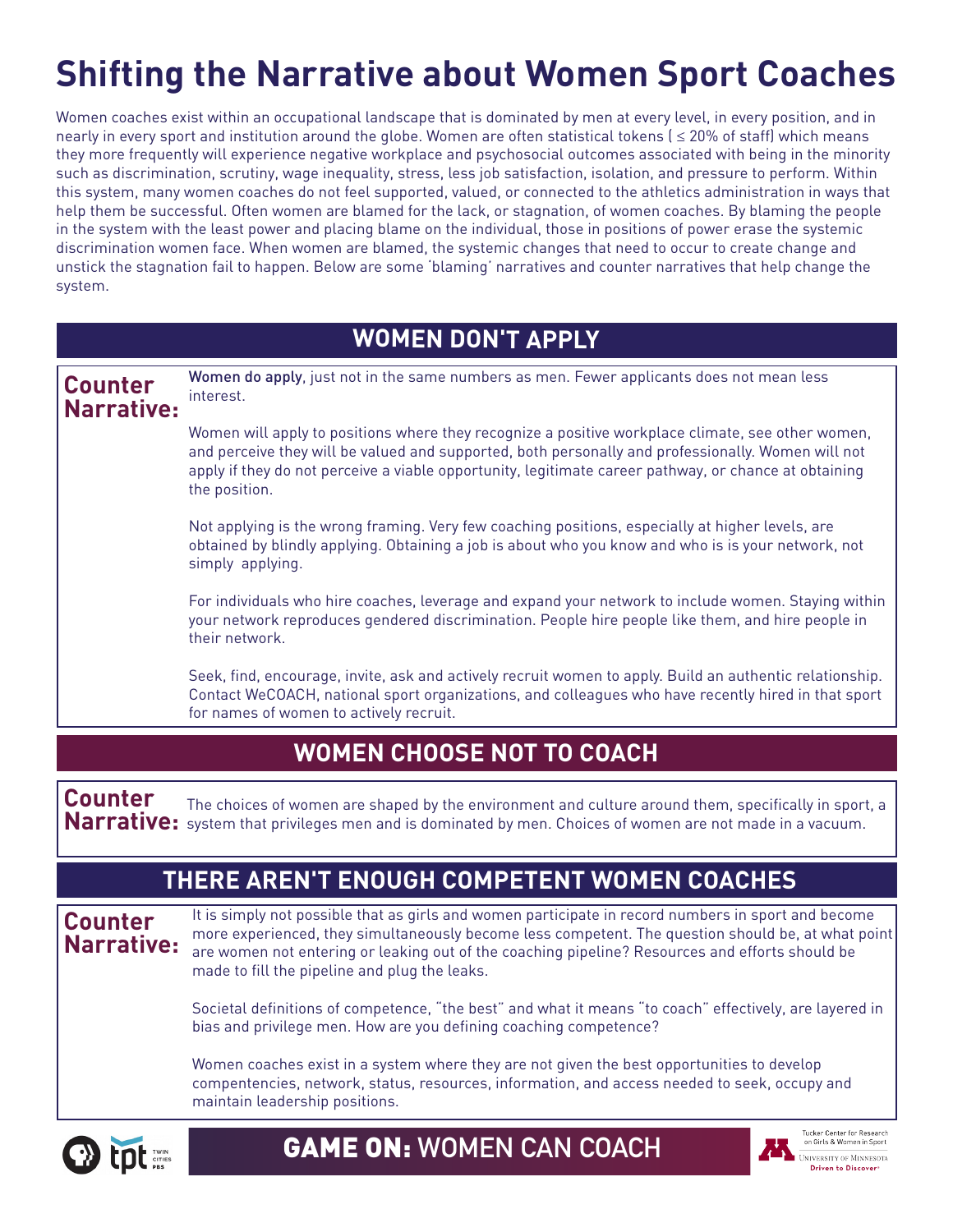# Shifting the Narrative about Women Sport Coaches

Women coaches exist within an occupational landscape that is dominated by men at every level, in every position, and in nearly in every sport and institution around the globe. Women are often statistical tokens ( ≤ 20% of staff) which means they more frequently will experience negative workplace and psychosocial outcomes associated with being in the minority such as discrimination, scrutiny, wage inequality, stress, less job satisfaction, isolation, and pressure to perform. Within this system, many women coaches do not feel supported, valued, or connected to the athletics administration in ways that help them be successful. Often women are blamed for the lack, or stagnation, of women coaches. By blaming the people in the system with the least power and placing blame on the individual, those in positions of power erase the systemic discrimination women face. When women are blamed, the systemic changes that need to occur to create change and unstick the stagnation fail to happen. Below are some 'blaming' narratives and counter narratives that help change the system.

## WOMEN DON'T APPLY

**Counter Narrative:**

**Women do apply**, just not in the same numbers as men. Fewer applicants does not mean less interest.

Women will apply to positions where they recognize a positive workplace climate, see other women, and perceive they will be valued and supported, both personally and professionally. Women will not apply if they do not perceive a viable opportunity, legitimate career pathway, or chance at obtaining the position.

Not applying is the wrong framing. Very few coaching positions, especially at higher levels, are obtained by blindly applying. Obtaining a job is about who you know and who is is your network, not simply applying.

For individuals who hire coaches, leverage and expand your network to include women. Staying within your network reproduces gendered discrimination. People hire people like them, and hire people in their network.

Seek, find, encourage, invite, ask and actively recruit women to apply. Build an authentic relationship. Contact WeCOACH, national sport organizations, and colleagues who have recently hired in that sport for names of women to actively recruit.

## WOMEN CHOOSE NOT TO COACH

**Counter Narrative:**

The choices of women are shaped by the environment and culture around them, specifically in sport, a system that privileges men and is dominated by men. Choices of women are not made in a vacuum.

## THERE AREN'T ENOUGH COMPETENT WOMEN COACHES

**Counter Narrative:**

It is simply not possible that as girls and women participate in record numbers in sport and become more experienced, they simultaneously become less competent. The question should be, at what point are women not entering or leaking out of the coaching pipeline? Resources and efforts should be made to fill the pipeline and plug the leaks.

Societal definitions of competence, "the best" and what it means "to coach" effectively, are layered in bias and privilege men. How are you defining coaching competence?

Women coaches exist in a system where they are not given the best opportunities to develop compentencies, network, status, resources, information, and access needed to seek, occupy and maintain leadership positions.

**GAME ON:** WOMEN CAN COACH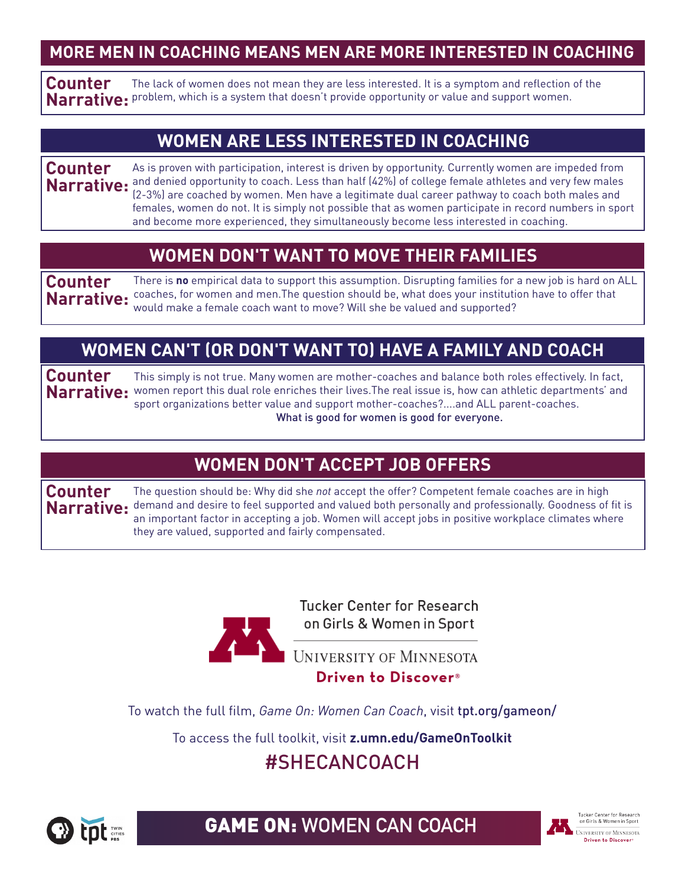## MORE MEN IN COACHING MEANS MEN ARE MORE INTERESTED IN COACHING

**Counter Narrative:** The lack of women does not mean they are less interested. It is a symptom and reflection of the problem, which is a system that doesn't provide opportunity or value and support women.

## WOMEN ARE LESS INTERESTED IN COACHING

**Counter Narrative:** As is proven with participation, interest is driven by opportunity. Currently women are impeded from and denied opportunity to coach. Less than half (42%) of college female athletes and very few males (2-3%) are coached by women. Men have a legitimate dual career pathway to coach both males and females, women do not. It is simply not possible that as women participate in record numbers in sport and become more experienced, they simultaneously become less interested in coaching.

## WOMEN DON'T WANT TO MOVE THEIR FAMILIES

**Counter Narrative:** There is **no** empirical data to support this assumption. Disrupting families for a new job is hard on ALL coaches, for women and men.The question should be, what does your institution have to offer that would make a female coach want to move? Will she be valued and supported?

## WOMEN CAN'T (OR DON'T WANT TO) HAVE A FAMILY AND COACH

**Counter Narrative:** This simply is not true. Many women are mother-coaches and balance both roles effectively. In fact, women report this dual role enriches their lives.The real issue is, how can athletic departments' and sport organizations better value and support mother-coaches?....and ALL parent-coaches.

What is good for women is good for everyone.

## WOMEN DON'T ACCEPT JOB OFFERS

**Counter Narrative:** The question should be: Why did she *not* accept the offer? Competent female coaches are in high demand and desire to feel supported and valued both personally and professionally. Goodness of fit is an important factor in accepting a job. Women will accept jobs in positive workplace climates where they are valued, supported and fairly compensated.

Tucker Center for Research on Girls & Women in Sport

University of Minnesota

Driven to Discover®

To watch the full film, *Game On: Women Can Coach*, visit tpt.org/gameon/

To access the full toolkit, visit **z.umn.edu/GameOnToolkit**

#SHECANCOACH

**GAME ON:** WOMEN CAN COACH